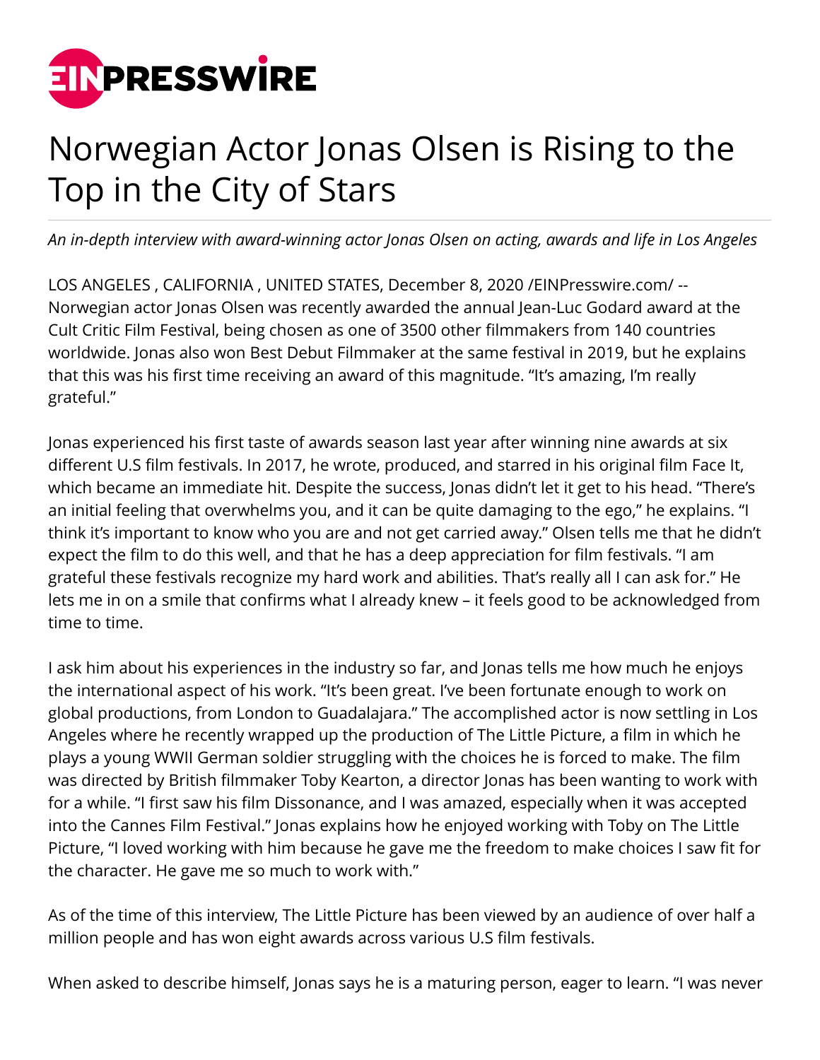# Norwegian Actor Jonas Olsen is Rising to the Top in the City of Stars

*An in-depth interview with award-winning actor Jonas Olsen on acting, awards and life in Los Angeles*

LOS ANGELES , CALIFORNIA , UNITED STATES, December 8, 2020 /EINPresswire.com/ -- Norwegian actor Jonas Olsen was recently awarded the annual Jean-Luc Godard award at the Cult Critic Film Festival, being chosen as one of 3500 other filmmakers from 140 countries worldwide. Jonas also won Best Debut Filmmaker at the same festival in 2019, but he explains that this was his first time receiving an award of this magnitude. "It's amazing, I'm really grateful."

Jonas experienced his first taste of awards season last year after winning nine awards at six different U.S film festivals. In 2017, he wrote, produced, and starred in his original film Face It, which became an immediate hit. Despite the success, Jonas didn't let it get to his head. "There's an initial feeling that overwhelms you, and it can be quite damaging to the ego," he explains. "I think it's important to know who you are and not get carried away." Olsen tells me that he didn't expect the film to do this well, and that he has a deep appreciation for film festivals. "I am grateful these festivals recognize my hard work and abilities. That's really all I can ask for." He lets me in on a smile that confirms what I already knew – it feels good to be acknowledged from time to time.

I ask him about his experiences in the industry so far, and Jonas tells me how much he enjoys the international aspect of his work. "It's been great. I've been fortunate enough to work on global productions, from London to Guadalajara." The accomplished actor is now settling in Los Angeles where he recently wrapped up the production of The Little Picture, a film in which he plays a young WWII German soldier struggling with the choices he is forced to make. The film was directed by British filmmaker Toby Kearton, a director Jonas has been wanting to work with for a while. "I first saw his film Dissonance, and I was amazed, especially when it was accepted into the Cannes Film Festival." Jonas explains how he enjoyed working with Toby on The Little Picture, "I loved working with him because he gave me the freedom to make choices I saw fit for the character. He gave me so much to work with."

As of the time of this interview, The Little Picture has been viewed by an audience of over half a million people and has won eight awards across various U.S film festivals.

When asked to describe himself, Jonas says he is a maturing person, eager to learn. "I was never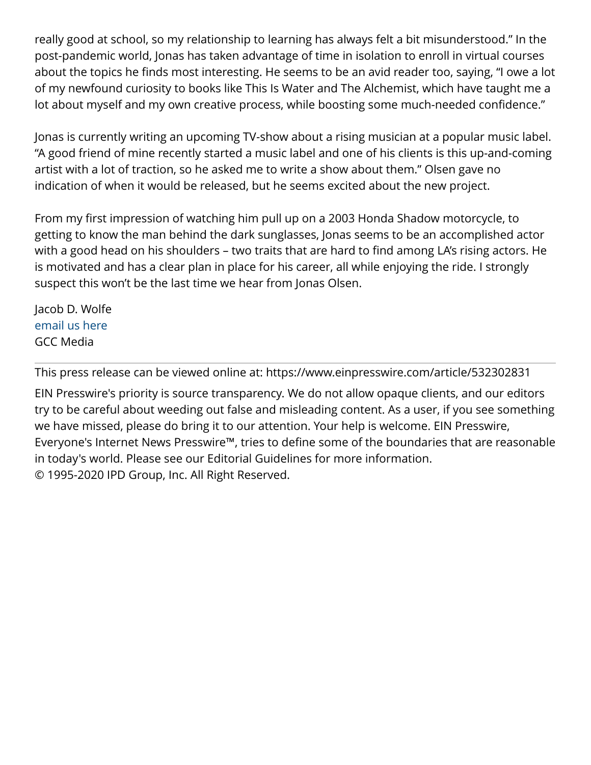really good at school, so my relationship to learning has always felt a bit misunderstood." In the post-pandemic world, Jonas has taken advantage of time in isolation to enroll in virtual courses about the topics he finds most interesting. He seems to be an avid reader too, saying, "I owe a lot of my newfound curiosity to books like This Is Water and The Alchemist, which have taught me a lot about myself and my own creative process, while boosting some much-needed confidence."

Jonas is currently writing an upcoming TV-show about a rising musician at a popular music label. "A good friend of mine recently started a music label and one of his clients is this up-and-coming artist with a lot of traction, so he asked me to write a show about them." Olsen gave no indication of when it would be released, but he seems excited about the new project.

From my first impression of watching him pull up on a 2003 Honda Shadow motorcycle, to getting to know the man behind the dark sunglasses, Jonas seems to be an accomplished actor with a good head on his shoulders – two traits that are hard to find among LA's rising actors. He is motivated and has a clear plan in place for his career, all while enjoying the ride. I strongly suspect this won't be the last time we hear from Jonas Olsen.

Jacob D. Wolfe
email us here
GCC Media

---

This press release can be viewed online at: https://www.einpresswire.com/article/532302831

EIN Presswire's priority is source transparency. We do not allow opaque clients, and our editors try to be careful about weeding out false and misleading content. As a user, if you see something we have missed, please do bring it to our attention. Your help is welcome. EIN Presswire, Everyone's Internet News Presswire™, tries to define some of the boundaries that are reasonable in today's world. Please see our Editorial Guidelines for more information.
© 1995-2020 IPD Group, Inc. All Right Reserved.